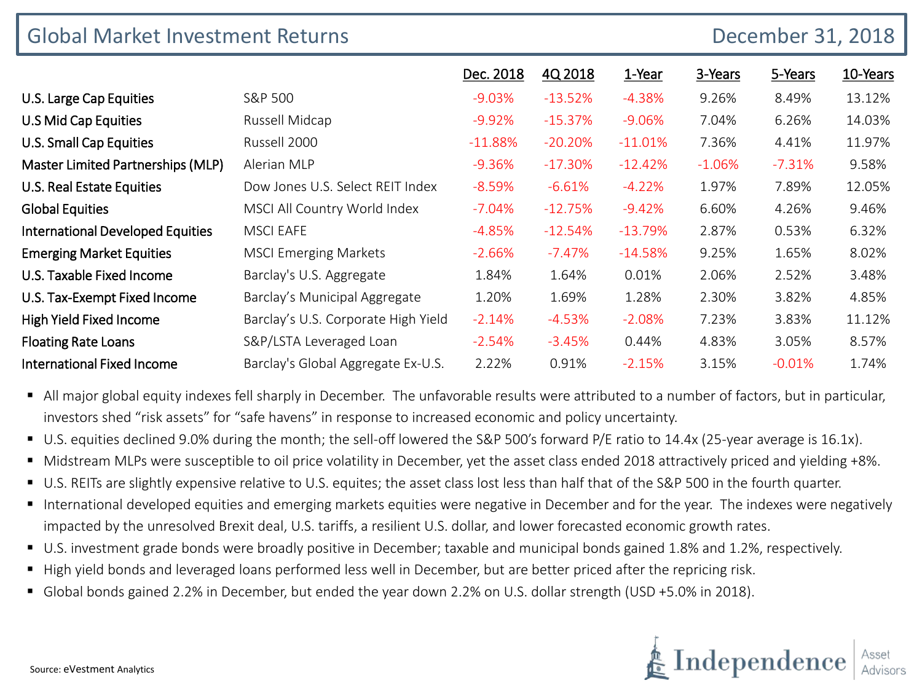# Global Market Investment Returns

December 31, 2018

| | | Dec. 2018 | 4Q 2018 | 1-Year | 3-Years | 5-Years | 10-Years |
|---|---|---|---|---|---|---|---|
| U.S. Large Cap Equities | S&P 500 | -9.03% | -13.52% | -4.38% | 9.26% | 8.49% | 13.12% |
| U.S Mid Cap Equities | Russell Midcap | -9.92% | -15.37% | -9.06% | 7.04% | 6.26% | 14.03% |
| U.S. Small Cap Equities | Russell 2000 | -11.88% | -20.20% | -11.01% | 7.36% | 4.41% | 11.97% |
| Master Limited Partnerships (MLP) | Alerian MLP | -9.36% | -17.30% | -12.42% | -1.06% | -7.31% | 9.58% |
| U.S. Real Estate Equities | Dow Jones U.S. Select REIT Index | -8.59% | -6.61% | -4.22% | 1.97% | 7.89% | 12.05% |
| Global Equities | MSCI All Country World Index | -7.04% | -12.75% | -9.42% | 6.60% | 4.26% | 9.46% |
| International Developed Equities | MSCI EAFE | -4.85% | -12.54% | -13.79% | 2.87% | 0.53% | 6.32% |
| Emerging Market Equities | MSCI Emerging Markets | -2.66% | -7.47% | -14.58% | 9.25% | 1.65% | 8.02% |
| U.S. Taxable Fixed Income | Barclay's U.S. Aggregate | 1.84% | 1.64% | 0.01% | 2.06% | 2.52% | 3.48% |
| U.S. Tax-Exempt Fixed Income | Barclay's Municipal Aggregate | 1.20% | 1.69% | 1.28% | 2.30% | 3.82% | 4.85% |
| High Yield Fixed Income | Barclay's U.S. Corporate High Yield | -2.14% | -4.53% | -2.08% | 7.23% | 3.83% | 11.12% |
| Floating Rate Loans | S&P/LSTA Leveraged Loan | -2.54% | -3.45% | 0.44% | 4.83% | 3.05% | 8.57% |
| International Fixed Income | Barclay's Global Aggregate Ex-U.S. | 2.22% | 0.91% | -2.15% | 3.15% | -0.01% | 1.74% |

- All major global equity indexes fell sharply in December. The unfavorable results were attributed to a number of factors, but in particular, investors shed "risk assets" for "safe havens" in response to increased economic and policy uncertainty.
- U.S. equities declined 9.0% during the month; the sell-off lowered the S&P 500's forward P/E ratio to 14.4x (25-year average is 16.1x).
- Midstream MLPs were susceptible to oil price volatility in December, yet the asset class ended 2018 attractively priced and yielding +8%.
- U.S. REITs are slightly expensive relative to U.S. equites; the asset class lost less than half that of the S&P 500 in the fourth quarter.
- International developed equities and emerging markets equities were negative in December and for the year. The indexes were negatively impacted by the unresolved Brexit deal, U.S. tariffs, a resilient U.S. dollar, and lower forecasted economic growth rates.
- U.S. investment grade bonds were broadly positive in December; taxable and municipal bonds gained 1.8% and 1.2%, respectively.
- High yield bonds and leveraged loans performed less well in December, but are better priced after the repricing risk.
- Global bonds gained 2.2% in December, but ended the year down 2.2% on U.S. dollar strength (USD +5.0% in 2018).

Source: eVestment Analytics

Independence Asset Advisors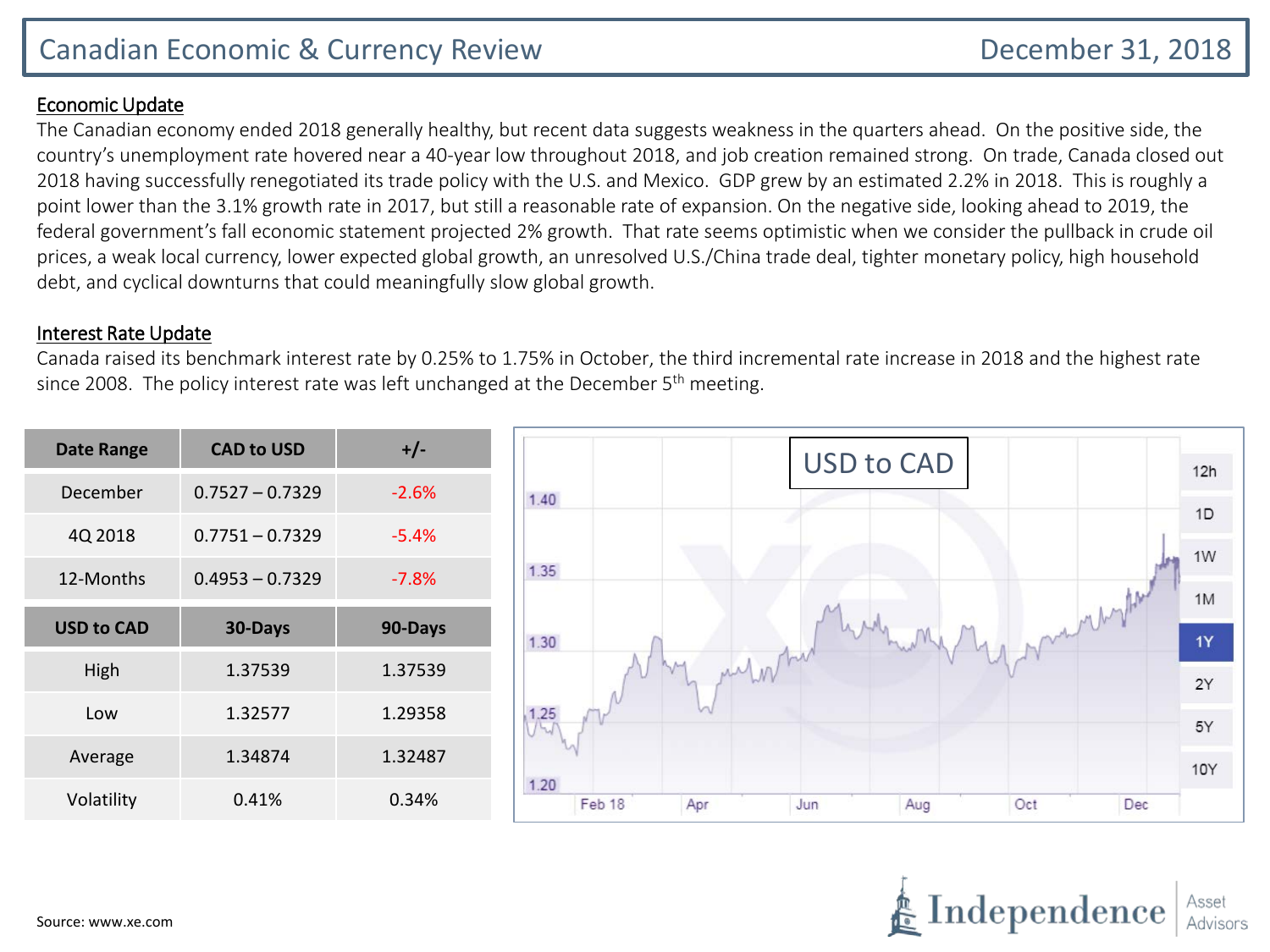# Canadian Economic & Currency Review

December 31, 2018

## Economic Update

The Canadian economy ended 2018 generally healthy, but recent data suggests weakness in the quarters ahead. On the positive side, the country's unemployment rate hovered near a 40-year low throughout 2018, and job creation remained strong. On trade, Canada closed out 2018 having successfully renegotiated its trade policy with the U.S. and Mexico. GDP grew by an estimated 2.2% in 2018. This is roughly a point lower than the 3.1% growth rate in 2017, but still a reasonable rate of expansion. On the negative side, looking ahead to 2019, the federal government's fall economic statement projected 2% growth. That rate seems optimistic when we consider the pullback in crude oil prices, a weak local currency, lower expected global growth, an unresolved U.S./China trade deal, tighter monetary policy, high household debt, and cyclical downturns that could meaningfully slow global growth.

## Interest Rate Update

Canada raised its benchmark interest rate by 0.25% to 1.75% in October, the third incremental rate increase in 2018 and the highest rate since 2008. The policy interest rate was left unchanged at the December 5th meeting.

| Date Range | CAD to USD | +/- |
| --- | --- | --- |
| December | 0.7527 – 0.7329 | -2.6% |
| 4Q 2018 | 0.7751 – 0.7329 | -5.4% |
| 12-Months | 0.4953 – 0.7329 | -7.8% |
| **USD to CAD** | **30-Days** | **90-Days** |
| High | 1.37539 | 1.37539 |
| Low | 1.32577 | 1.29358 |
| Average | 1.34874 | 1.32487 |
| Volatility | 0.41% | 0.34% |

USD to CAD

1.40
1.35
1.30
1.25
1.20

Feb 18 Apr Jun Aug Oct Dec

12h 1D 1W 1M 1Y 2Y 5Y 10Y

Source: www.xe.com

Independence Asset Advisors